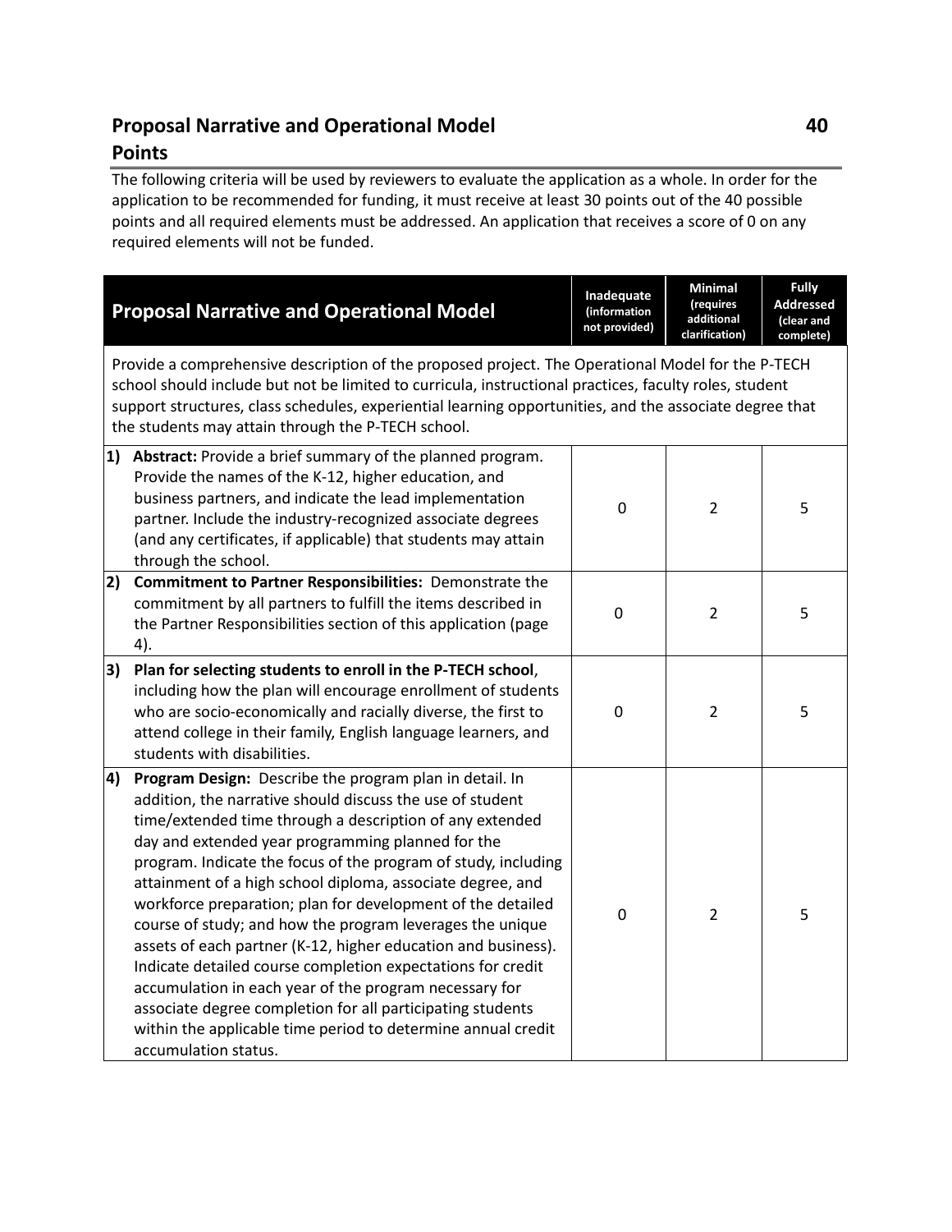## Proposal Narrative and Operational Model 40 Points

The following criteria will be used by reviewers to evaluate the application as a whole. In order for the application to be recommended for funding, it must receive at least 30 points out of the 40 possible points and all required elements must be addressed. An application that receives a score of 0 on any required elements will not be funded.

| **Proposal Narrative and Operational Model** | **Inadequate (information not provided)** | **Minimal (requires additional clarification)** | **Fully Addressed (clear and complete)** |
|---|---|---|---|
| Provide a comprehensive description of the proposed project. The Operational Model for the P-TECH school should include but not be limited to curricula, instructional practices, faculty roles, student support structures, class schedules, experiential learning opportunities, and the associate degree that the students may attain through the P-TECH school. | | | |
| **1) Abstract:** Provide a brief summary of the planned program. Provide the names of the K-12, higher education, and business partners, and indicate the lead implementation partner. Include the industry-recognized associate degrees (and any certificates, if applicable) that students may attain through the school. | 0 | 2 | 5 |
| **2) Commitment to Partner Responsibilities:** Demonstrate the commitment by all partners to fulfill the items described in the Partner Responsibilities section of this application (page 4). | 0 | 2 | 5 |
| **3) Plan for selecting students to enroll in the P-TECH school**, including how the plan will encourage enrollment of students who are socio-economically and racially diverse, the first to attend college in their family, English language learners, and students with disabilities. | 0 | 2 | 5 |
| **4) Program Design:** Describe the program plan in detail. In addition, the narrative should discuss the use of student time/extended time through a description of any extended day and extended year programming planned for the program. Indicate the focus of the program of study, including attainment of a high school diploma, associate degree, and workforce preparation; plan for development of the detailed course of study; and how the program leverages the unique assets of each partner (K-12, higher education and business). Indicate detailed course completion expectations for credit accumulation in each year of the program necessary for associate degree completion for all participating students within the applicable time period to determine annual credit accumulation status. | 0 | 2 | 5 |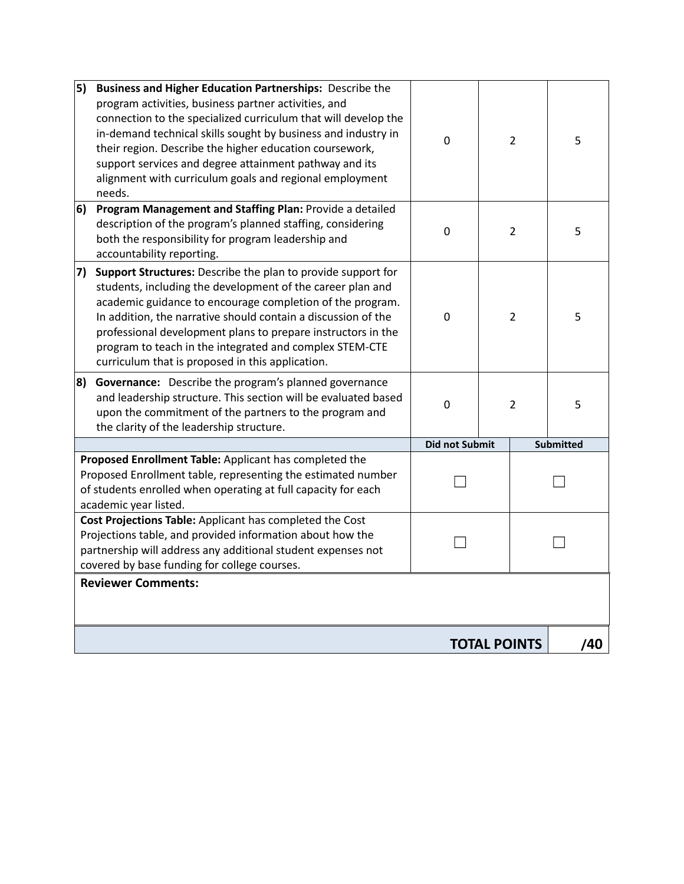| | | | |
|---|---|---|---|
| **5) Business and Higher Education Partnerships:** Describe the program activities, business partner activities, and connection to the specialized curriculum that will develop the in-demand technical skills sought by business and industry in their region. Describe the higher education coursework, support services and degree attainment pathway and its alignment with curriculum goals and regional employment needs. | 0 | 2 | 5 |
| **6) Program Management and Staffing Plan:** Provide a detailed description of the program's planned staffing, considering both the responsibility for program leadership and accountability reporting. | 0 | 2 | 5 |
| **7) Support Structures:** Describe the plan to provide support for students, including the development of the career plan and academic guidance to encourage completion of the program. In addition, the narrative should contain a discussion of the professional development plans to prepare instructors in the program to teach in the integrated and complex STEM-CTE curriculum that is proposed in this application. | 0 | 2 | 5 |
| **8) Governance:** Describe the program's planned governance and leadership structure. This section will be evaluated based upon the commitment of the partners to the program and the clarity of the leadership structure. | 0 | 2 | 5 |

| | **Did not Submit** | **Submitted** |
|---|---|---|
| **Proposed Enrollment Table:** Applicant has completed the Proposed Enrollment table, representing the estimated number of students enrolled when operating at full capacity for each academic year listed. | ☐ | ☐ |
| **Cost Projections Table:** Applicant has completed the Cost Projections table, and provided information about how the partnership will address any additional student expenses not covered by base funding for college courses. | ☐ | ☐ |

**Reviewer Comments:**

| | |
|---|---|
| **TOTAL POINTS** | **/40** |